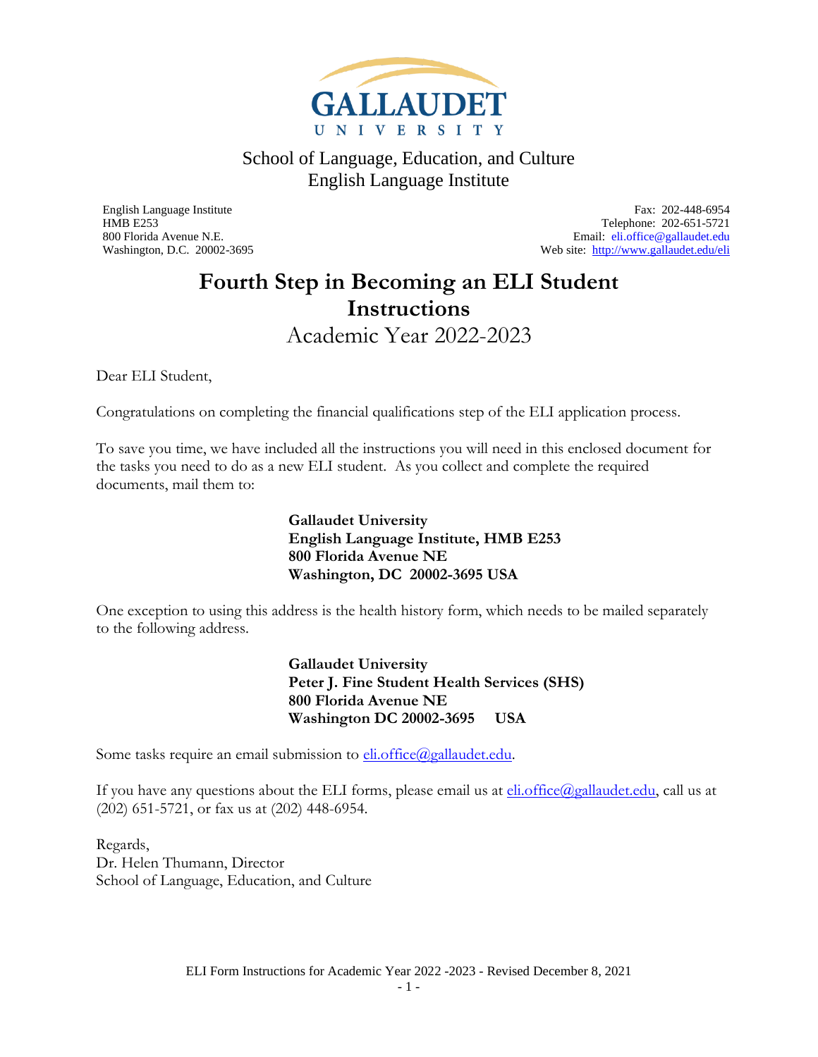GALLAUDET UNIVERSITY

School of Language, Education, and Culture
English Language Institute

English Language Institute
HMB E253
800 Florida Avenue N.E.
Washington, D.C. 20002-3695

Fax: 202-448-6954
Telephone: 202-651-5721
Email: eli.office@gallaudet.edu
Web site: http://www.gallaudet.edu/eli

# Fourth Step in Becoming an ELI Student Instructions

## Academic Year 2022-2023

Dear ELI Student,

Congratulations on completing the financial qualifications step of the ELI application process.

To save you time, we have included all the instructions you will need in this enclosed document for the tasks you need to do as a new ELI student. As you collect and complete the required documents, mail them to:

**Gallaudet University**
**English Language Institute, HMB E253**
**800 Florida Avenue NE**
**Washington, DC 20002-3695 USA**

One exception to using this address is the health history form, which needs to be mailed separately to the following address.

**Gallaudet University**
**Peter J. Fine Student Health Services (SHS)**
**800 Florida Avenue NE**
**Washington DC 20002-3695 USA**

Some tasks require an email submission to eli.office@gallaudet.edu.

If you have any questions about the ELI forms, please email us at eli.office@gallaudet.edu, call us at (202) 651-5721, or fax us at (202) 448-6954.

Regards,
Dr. Helen Thumann, Director
School of Language, Education, and Culture

ELI Form Instructions for Academic Year 2022 -2023 - Revised December 8, 2021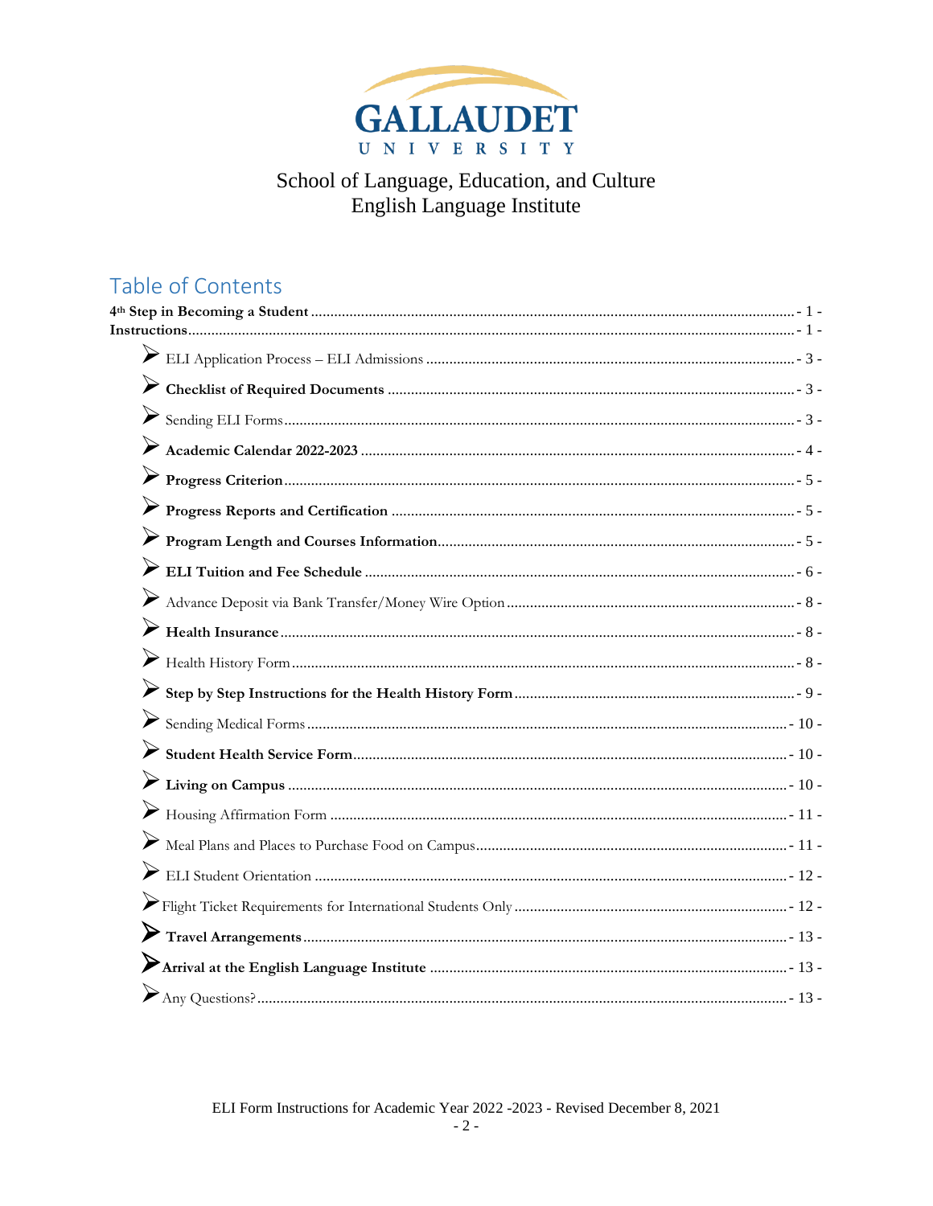GALLAUDET UNIVERSITY

School of Language, Education, and Culture
English Language Institute

## Table of Contents

**4th Step in Becoming a Student** - 1 -
**Instructions** - 1 -

- ELI Application Process – ELI Admissions - 3 -
- **Checklist of Required Documents** - 3 -
- Sending ELI Forms - 3 -
- **Academic Calendar 2022-2023** - 4 -
- **Progress Criterion** - 5 -
- **Progress Reports and Certification** - 5 -
- **Program Length and Courses Information** - 5 -
- **ELI Tuition and Fee Schedule** - 6 -
- Advance Deposit via Bank Transfer/Money Wire Option - 8 -
- **Health Insurance** - 8 -
- Health History Form - 8 -
- **Step by Step Instructions for the Health History Form** - 9 -
- Sending Medical Forms - 10 -
- **Student Health Service Form** - 10 -
- **Living on Campus** - 10 -
- Housing Affirmation Form - 11 -
- Meal Plans and Places to Purchase Food on Campus - 11 -
- ELI Student Orientation - 12 -
- Flight Ticket Requirements for International Students Only - 12 -
- **Travel Arrangements** - 13 -
- **Arrival at the English Language Institute** - 13 -
- Any Questions? - 13 -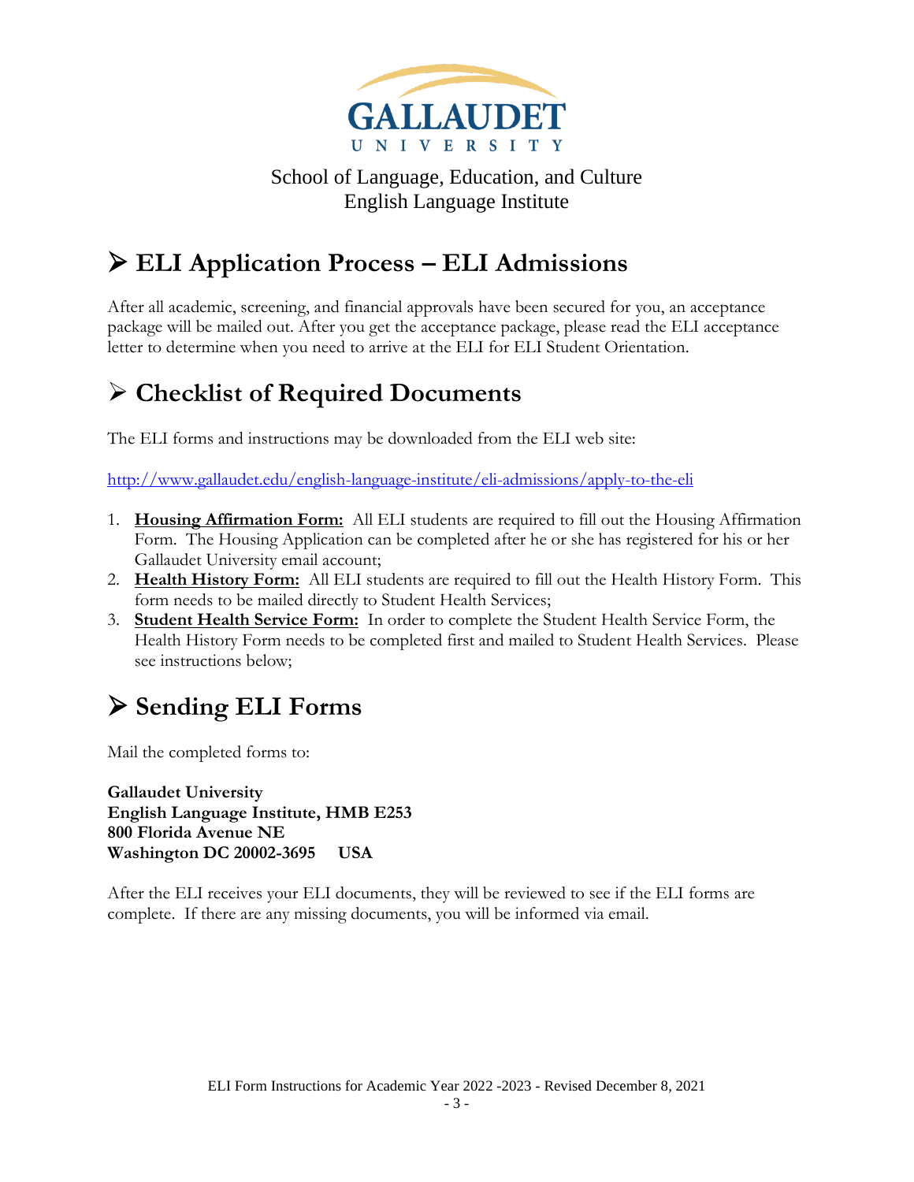GALLAUDET UNIVERSITY

School of Language, Education, and Culture
English Language Institute

## ➢ ELI Application Process – ELI Admissions

After all academic, screening, and financial approvals have been secured for you, an acceptance package will be mailed out. After you get the acceptance package, please read the ELI acceptance letter to determine when you need to arrive at the ELI for ELI Student Orientation.

## ➢ Checklist of Required Documents

The ELI forms and instructions may be downloaded from the ELI web site:

http://www.gallaudet.edu/english-language-institute/eli-admissions/apply-to-the-eli

1. **Housing Affirmation Form:** All ELI students are required to fill out the Housing Affirmation Form. The Housing Application can be completed after he or she has registered for his or her Gallaudet University email account;
2. **Health History Form:** All ELI students are required to fill out the Health History Form. This form needs to be mailed directly to Student Health Services;
3. **Student Health Service Form:** In order to complete the Student Health Service Form, the Health History Form needs to be completed first and mailed to Student Health Services. Please see instructions below;

## ➢ Sending ELI Forms

Mail the completed forms to:

**Gallaudet University**
**English Language Institute, HMB E253**
**800 Florida Avenue NE**
**Washington DC 20002-3695 USA**

After the ELI receives your ELI documents, they will be reviewed to see if the ELI forms are complete. If there are any missing documents, you will be informed via email.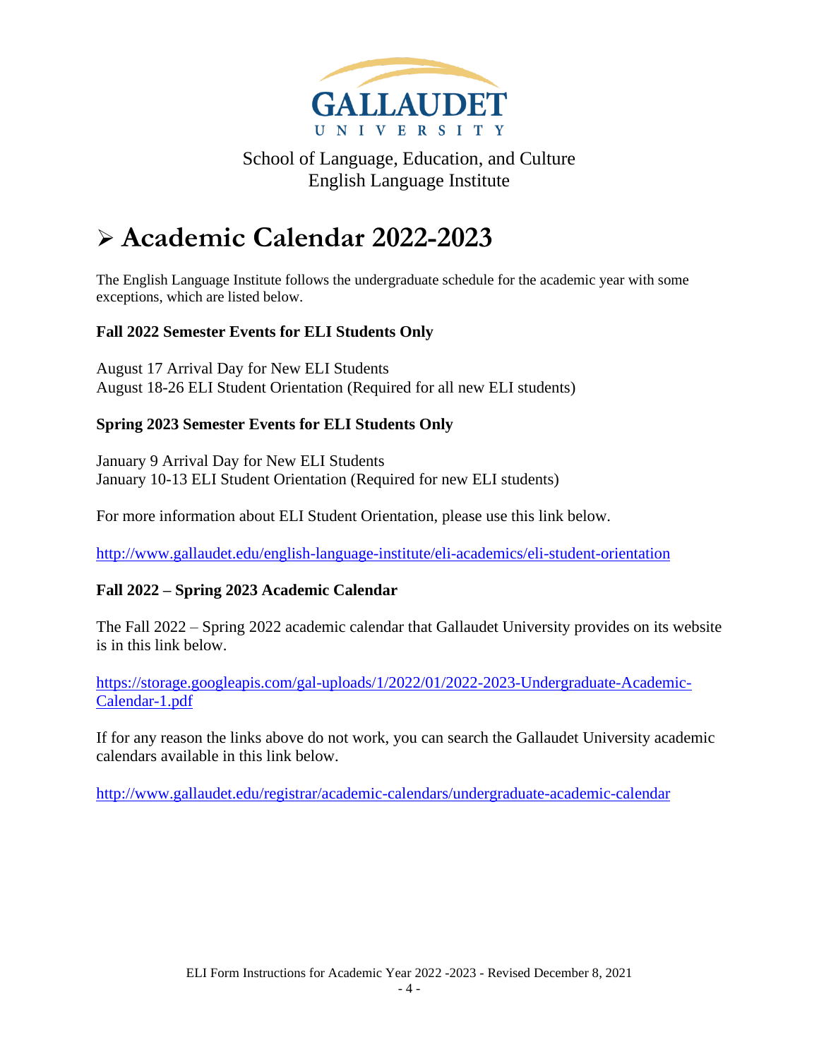GALLAUDET UNIVERSITY

School of Language, Education, and Culture
English Language Institute

# ➢ Academic Calendar 2022-2023

The English Language Institute follows the undergraduate schedule for the academic year with some exceptions, which are listed below.

**Fall 2022 Semester Events for ELI Students Only**

August 17 Arrival Day for New ELI Students
August 18-26 ELI Student Orientation (Required for all new ELI students)

**Spring 2023 Semester Events for ELI Students Only**

January 9 Arrival Day for New ELI Students
January 10-13 ELI Student Orientation (Required for new ELI students)

For more information about ELI Student Orientation, please use this link below.

http://www.gallaudet.edu/english-language-institute/eli-academics/eli-student-orientation

**Fall 2022 – Spring 2023 Academic Calendar**

The Fall 2022 – Spring 2022 academic calendar that Gallaudet University provides on its website is in this link below.

https://storage.googleapis.com/gal-uploads/1/2022/01/2022-2023-Undergraduate-Academic-Calendar-1.pdf

If for any reason the links above do not work, you can search the Gallaudet University academic calendars available in this link below.

http://www.gallaudet.edu/registrar/academic-calendars/undergraduate-academic-calendar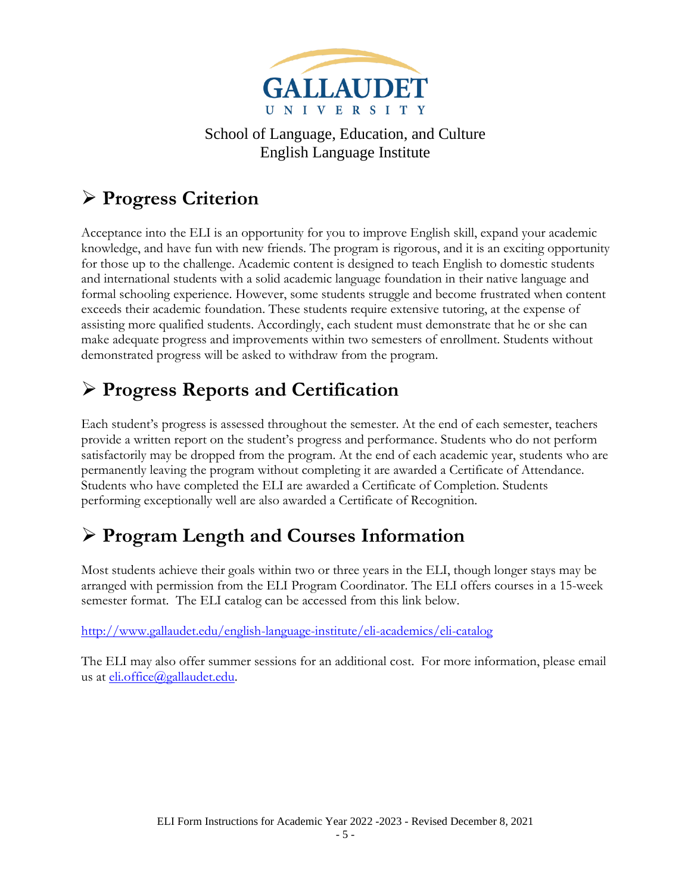School of Language, Education, and Culture
English Language Institute

## ➢ Progress Criterion

Acceptance into the ELI is an opportunity for you to improve English skill, expand your academic knowledge, and have fun with new friends. The program is rigorous, and it is an exciting opportunity for those up to the challenge. Academic content is designed to teach English to domestic students and international students with a solid academic language foundation in their native language and formal schooling experience. However, some students struggle and become frustrated when content exceeds their academic foundation. These students require extensive tutoring, at the expense of assisting more qualified students. Accordingly, each student must demonstrate that he or she can make adequate progress and improvements within two semesters of enrollment. Students without demonstrated progress will be asked to withdraw from the program.

## ➢ Progress Reports and Certification

Each student's progress is assessed throughout the semester. At the end of each semester, teachers provide a written report on the student's progress and performance. Students who do not perform satisfactorily may be dropped from the program. At the end of each academic year, students who are permanently leaving the program without completing it are awarded a Certificate of Attendance. Students who have completed the ELI are awarded a Certificate of Completion. Students performing exceptionally well are also awarded a Certificate of Recognition.

## ➢ Program Length and Courses Information

Most students achieve their goals within two or three years in the ELI, though longer stays may be arranged with permission from the ELI Program Coordinator. The ELI offers courses in a 15-week semester format. The ELI catalog can be accessed from this link below.

http://www.gallaudet.edu/english-language-institute/eli-academics/eli-catalog

The ELI may also offer summer sessions for an additional cost. For more information, please email us at eli.office@gallaudet.edu.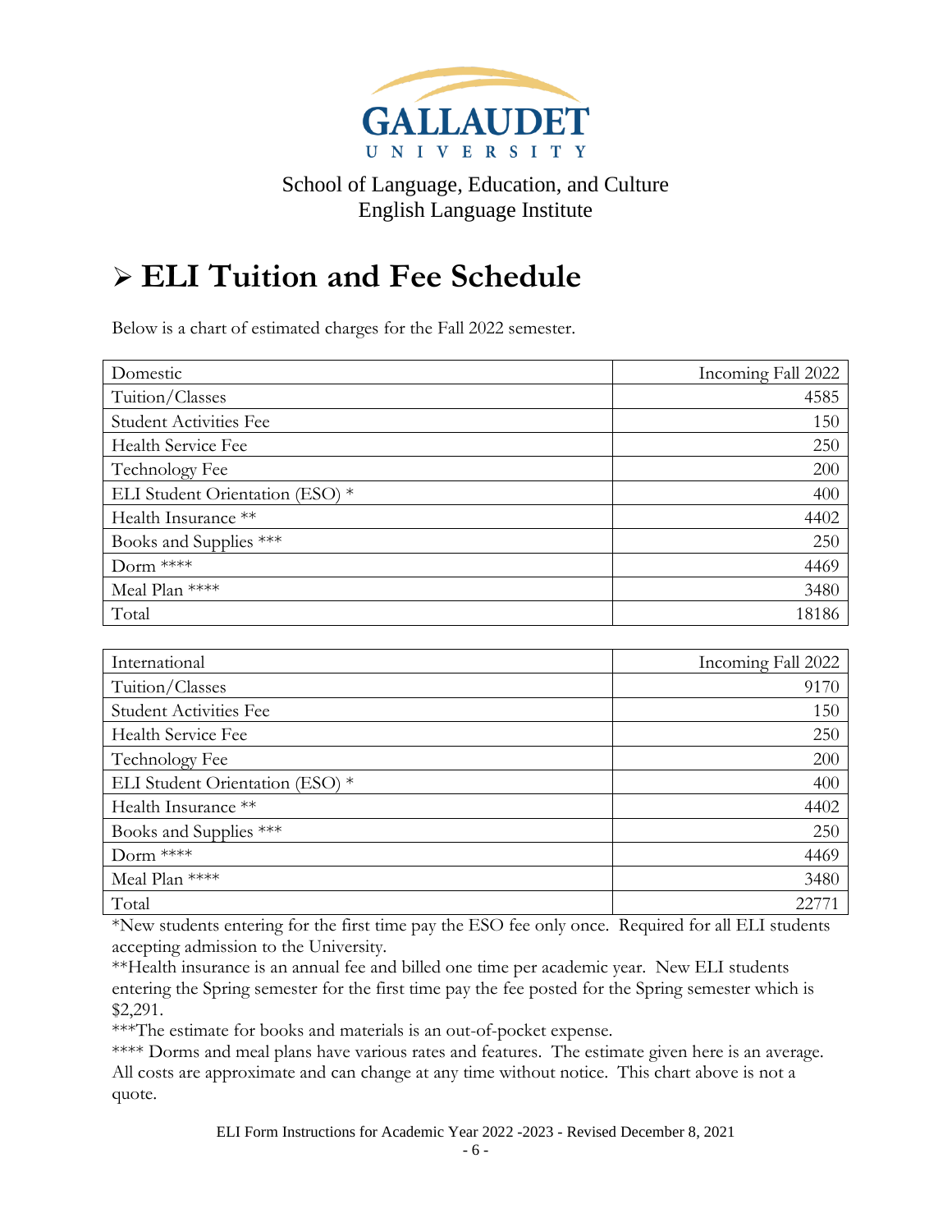GALLAUDET UNIVERSITY

School of Language, Education, and Culture
English Language Institute

# ➢ ELI Tuition and Fee Schedule

Below is a chart of estimated charges for the Fall 2022 semester.

| Domestic | Incoming Fall 2022 |
|---|---|
| Tuition/Classes | 4585 |
| Student Activities Fee | 150 |
| Health Service Fee | 250 |
| Technology Fee | 200 |
| ELI Student Orientation (ESO) * | 400 |
| Health Insurance ** | 4402 |
| Books and Supplies *** | 250 |
| Dorm **** | 4469 |
| Meal Plan **** | 3480 |
| Total | 18186 |

| International | Incoming Fall 2022 |
|---|---|
| Tuition/Classes | 9170 |
| Student Activities Fee | 150 |
| Health Service Fee | 250 |
| Technology Fee | 200 |
| ELI Student Orientation (ESO) * | 400 |
| Health Insurance ** | 4402 |
| Books and Supplies *** | 250 |
| Dorm **** | 4469 |
| Meal Plan **** | 3480 |
| Total | 22771 |

*New students entering for the first time pay the ESO fee only once. Required for all ELI students accepting admission to the University.

**Health insurance is an annual fee and billed one time per academic year. New ELI students entering the Spring semester for the first time pay the fee posted for the Spring semester which is $2,291.

***The estimate for books and materials is an out-of-pocket expense.

**** Dorms and meal plans have various rates and features. The estimate given here is an average. All costs are approximate and can change at any time without notice. This chart above is not a quote.

ELI Form Instructions for Academic Year 2022 -2023 - Revised December 8, 2021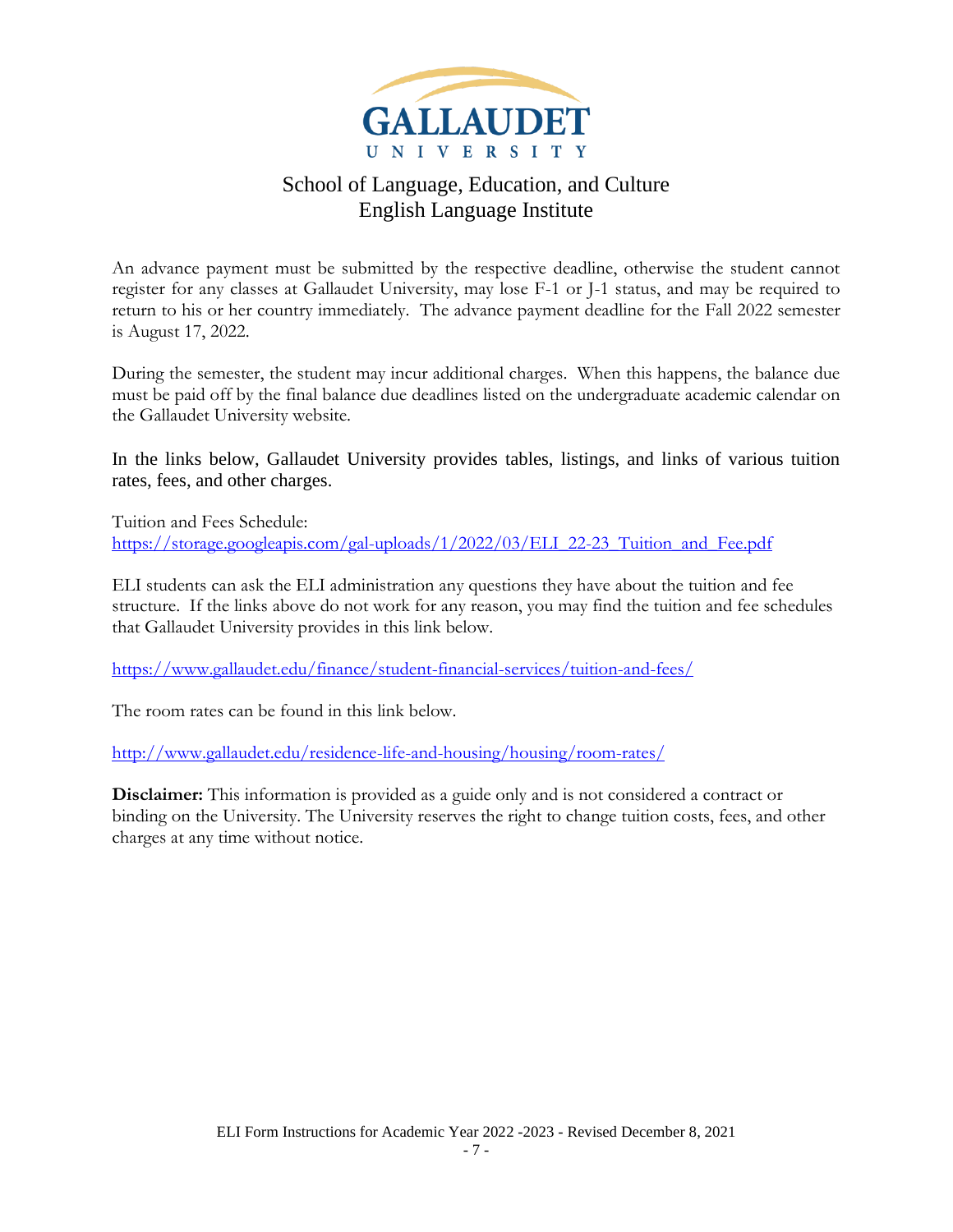# GALLAUDET UNIVERSITY

## School of Language, Education, and Culture
## English Language Institute

An advance payment must be submitted by the respective deadline, otherwise the student cannot register for any classes at Gallaudet University, may lose F-1 or J-1 status, and may be required to return to his or her country immediately. The advance payment deadline for the Fall 2022 semester is August 17, 2022.

During the semester, the student may incur additional charges. When this happens, the balance due must be paid off by the final balance due deadlines listed on the undergraduate academic calendar on the Gallaudet University website.

In the links below, Gallaudet University provides tables, listings, and links of various tuition rates, fees, and other charges.

Tuition and Fees Schedule:
[https://storage.googleapis.com/gal-uploads/1/2022/03/ELI_22-23_Tuition_and_Fee.pdf](https://storage.googleapis.com/gal-uploads/1/2022/03/ELI_22-23_Tuition_and_Fee.pdf)

ELI students can ask the ELI administration any questions they have about the tuition and fee structure. If the links above do not work for any reason, you may find the tuition and fee schedules that Gallaudet University provides in this link below.

[https://www.gallaudet.edu/finance/student-financial-services/tuition-and-fees/](https://www.gallaudet.edu/finance/student-financial-services/tuition-and-fees/)

The room rates can be found in this link below.

[http://www.gallaudet.edu/residence-life-and-housing/housing/room-rates/](http://www.gallaudet.edu/residence-life-and-housing/housing/room-rates/)

**Disclaimer:** This information is provided as a guide only and is not considered a contract or binding on the University. The University reserves the right to change tuition costs, fees, and other charges at any time without notice.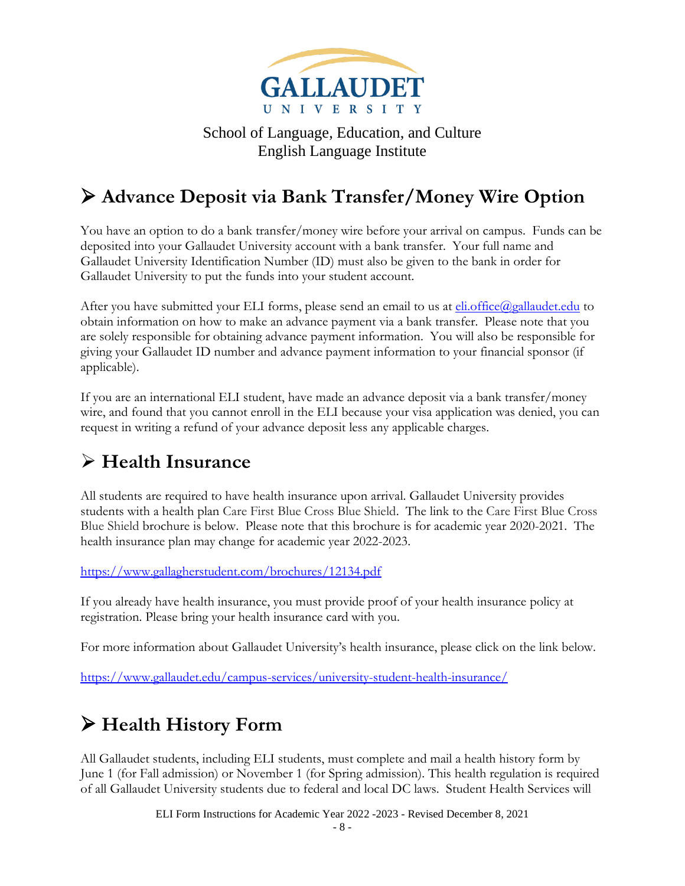GALLAUDET UNIVERSITY

School of Language, Education, and Culture
English Language Institute

## ➢ Advance Deposit via Bank Transfer/Money Wire Option

You have an option to do a bank transfer/money wire before your arrival on campus. Funds can be deposited into your Gallaudet University account with a bank transfer. Your full name and Gallaudet University Identification Number (ID) must also be given to the bank in order for Gallaudet University to put the funds into your student account.

After you have submitted your ELI forms, please send an email to us at [eli.office@gallaudet.edu](mailto:eli.office@gallaudet.edu) to obtain information on how to make an advance payment via a bank transfer. Please note that you are solely responsible for obtaining advance payment information. You will also be responsible for giving your Gallaudet ID number and advance payment information to your financial sponsor (if applicable).

If you are an international ELI student, have made an advance deposit via a bank transfer/money wire, and found that you cannot enroll in the ELI because your visa application was denied, you can request in writing a refund of your advance deposit less any applicable charges.

## ➢ Health Insurance

All students are required to have health insurance upon arrival. Gallaudet University provides students with a health plan Care First Blue Cross Blue Shield. The link to the Care First Blue Cross Blue Shield brochure is below. Please note that this brochure is for academic year 2020-2021. The health insurance plan may change for academic year 2022-2023.

[https://www.gallagherstudent.com/brochures/12134.pdf](https://www.gallagherstudent.com/brochures/12134.pdf)

If you already have health insurance, you must provide proof of your health insurance policy at registration. Please bring your health insurance card with you.

For more information about Gallaudet University's health insurance, please click on the link below.

[https://www.gallaudet.edu/campus-services/university-student-health-insurance/](https://www.gallaudet.edu/campus-services/university-student-health-insurance/)

## ➢ Health History Form

All Gallaudet students, including ELI students, must complete and mail a health history form by June 1 (for Fall admission) or November 1 (for Spring admission). This health regulation is required of all Gallaudet University students due to federal and local DC laws. Student Health Services will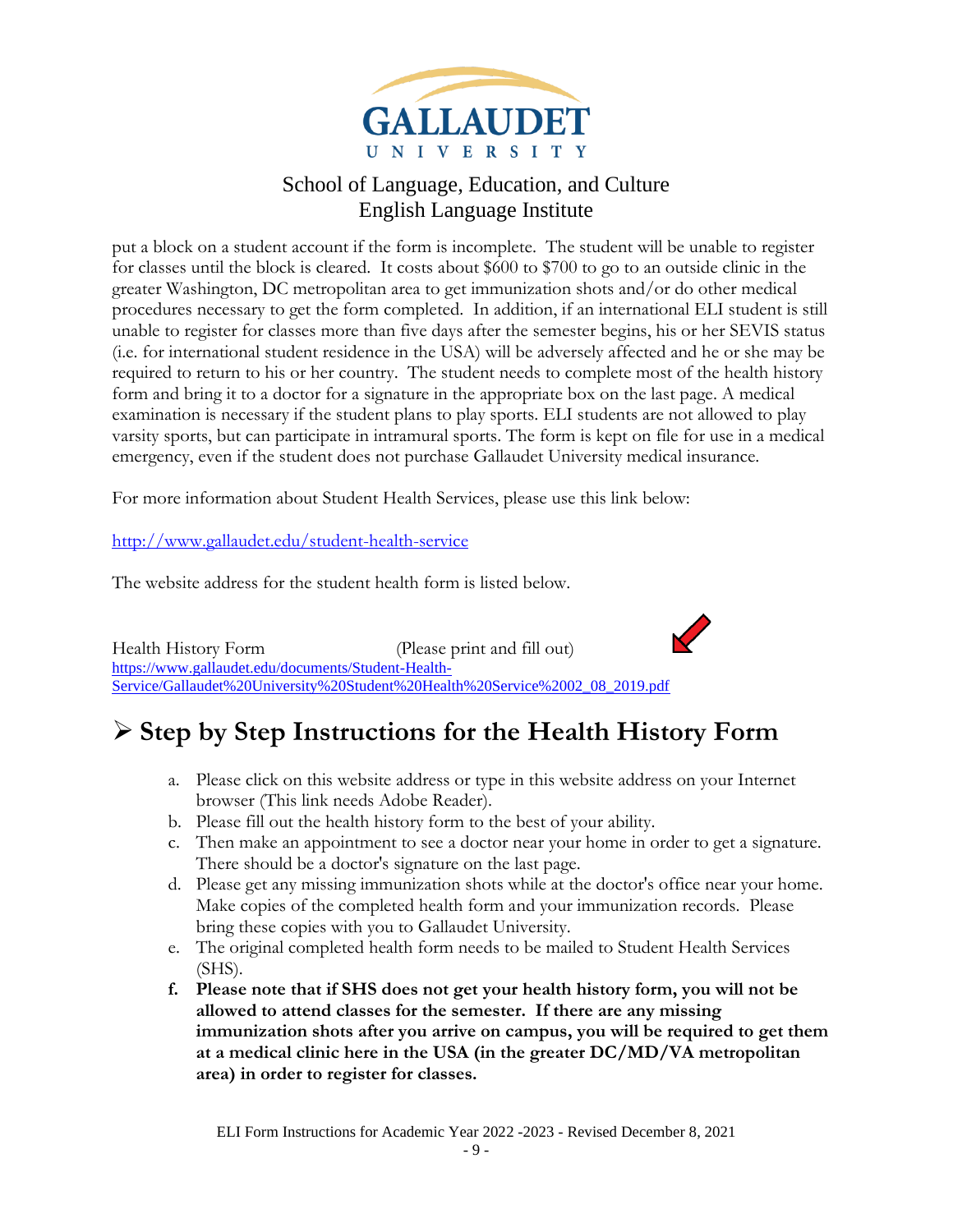put a block on a student account if the form is incomplete. The student will be unable to register for classes until the block is cleared. It costs about $600 to $700 to go to an outside clinic in the greater Washington, DC metropolitan area to get immunization shots and/or do other medical procedures necessary to get the form completed. In addition, if an international ELI student is still unable to register for classes more than five days after the semester begins, his or her SEVIS status (i.e. for international student residence in the USA) will be adversely affected and he or she may be required to return to his or her country. The student needs to complete most of the health history form and bring it to a doctor for a signature in the appropriate box on the last page. A medical examination is necessary if the student plans to play sports. ELI students are not allowed to play varsity sports, but can participate in intramural sports. The form is kept on file for use in a medical emergency, even if the student does not purchase Gallaudet University medical insurance.

For more information about Student Health Services, please use this link below:

http://www.gallaudet.edu/student-health-service

The website address for the student health form is listed below.

Health History Form (Please print and fill out)
https://www.gallaudet.edu/documents/Student-Health-Service/Gallaudet%20University%20Student%20Health%20Service%2002_08_2019.pdf

## ➢ Step by Step Instructions for the Health History Form

a. Please click on this website address or type in this website address on your Internet browser (This link needs Adobe Reader).
b. Please fill out the health history form to the best of your ability.
c. Then make an appointment to see a doctor near your home in order to get a signature. There should be a doctor's signature on the last page.
d. Please get any missing immunization shots while at the doctor's office near your home. Make copies of the completed health form and your immunization records. Please bring these copies with you to Gallaudet University.
e. The original completed health form needs to be mailed to Student Health Services (SHS).
f. **Please note that if SHS does not get your health history form, you will not be allowed to attend classes for the semester. If there are any missing immunization shots after you arrive on campus, you will be required to get them at a medical clinic here in the USA (in the greater DC/MD/VA metropolitan area) in order to register for classes.**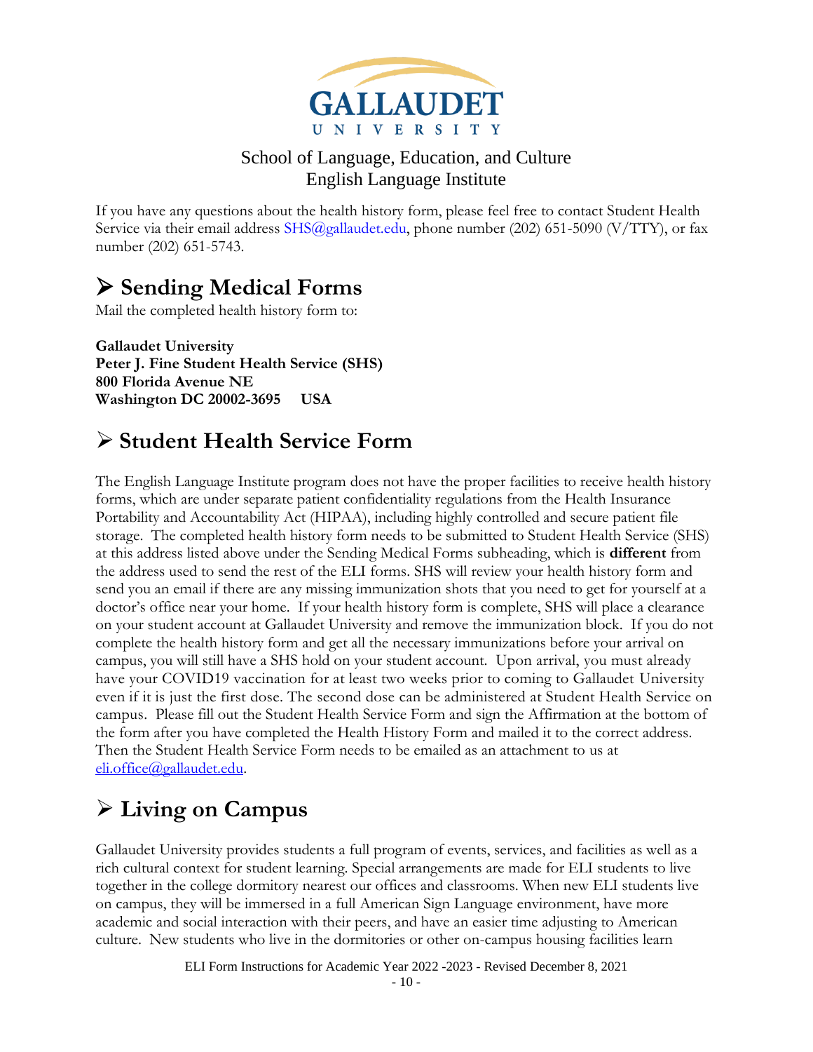School of Language, Education, and Culture
English Language Institute

If you have any questions about the health history form, please feel free to contact Student Health Service via their email address SHS@gallaudet.edu, phone number (202) 651-5090 (V/TTY), or fax number (202) 651-5743.

## ➢ Sending Medical Forms

Mail the completed health history form to:

**Gallaudet University**
**Peter J. Fine Student Health Service (SHS)**
**800 Florida Avenue NE**
**Washington DC 20002-3695 USA**

## ➢ Student Health Service Form

The English Language Institute program does not have the proper facilities to receive health history forms, which are under separate patient confidentiality regulations from the Health Insurance Portability and Accountability Act (HIPAA), including highly controlled and secure patient file storage. The completed health history form needs to be submitted to Student Health Service (SHS) at this address listed above under the Sending Medical Forms subheading, which is **different** from the address used to send the rest of the ELI forms. SHS will review your health history form and send you an email if there are any missing immunization shots that you need to get for yourself at a doctor's office near your home. If your health history form is complete, SHS will place a clearance on your student account at Gallaudet University and remove the immunization block. If you do not complete the health history form and get all the necessary immunizations before your arrival on campus, you will still have a SHS hold on your student account. Upon arrival, you must already have your COVID19 vaccination for at least two weeks prior to coming to Gallaudet University even if it is just the first dose. The second dose can be administered at Student Health Service on campus. Please fill out the Student Health Service Form and sign the Affirmation at the bottom of the form after you have completed the Health History Form and mailed it to the correct address. Then the Student Health Service Form needs to be emailed as an attachment to us at eli.office@gallaudet.edu.

## ➢ Living on Campus

Gallaudet University provides students a full program of events, services, and facilities as well as a rich cultural context for student learning. Special arrangements are made for ELI students to live together in the college dormitory nearest our offices and classrooms. When new ELI students live on campus, they will be immersed in a full American Sign Language environment, have more academic and social interaction with their peers, and have an easier time adjusting to American culture. New students who live in the dormitories or other on-campus housing facilities learn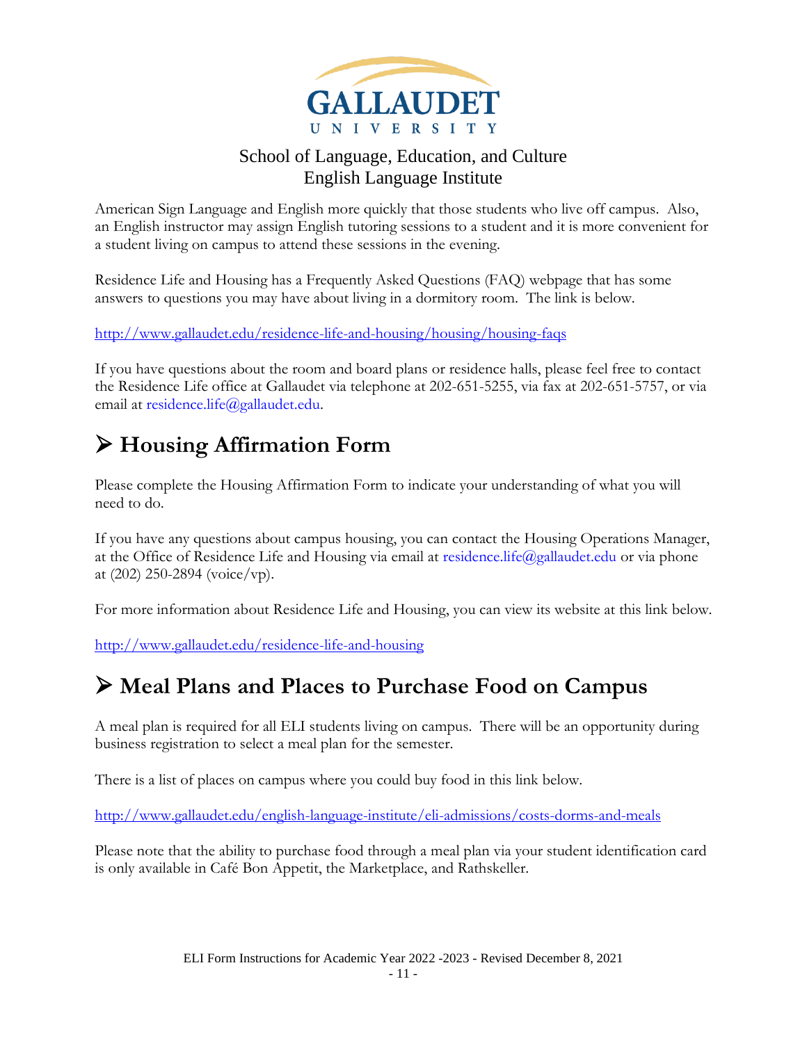American Sign Language and English more quickly that those students who live off campus. Also, an English instructor may assign English tutoring sessions to a student and it is more convenient for a student living on campus to attend these sessions in the evening.

Residence Life and Housing has a Frequently Asked Questions (FAQ) webpage that has some answers to questions you may have about living in a dormitory room. The link is below.

http://www.gallaudet.edu/residence-life-and-housing/housing/housing-faqs

If you have questions about the room and board plans or residence halls, please feel free to contact the Residence Life office at Gallaudet via telephone at 202-651-5255, via fax at 202-651-5757, or via email at residence.life@gallaudet.edu.

## ➢ Housing Affirmation Form

Please complete the Housing Affirmation Form to indicate your understanding of what you will need to do.

If you have any questions about campus housing, you can contact the Housing Operations Manager, at the Office of Residence Life and Housing via email at residence.life@gallaudet.edu or via phone at (202) 250-2894 (voice/vp).

For more information about Residence Life and Housing, you can view its website at this link below.

http://www.gallaudet.edu/residence-life-and-housing

## ➢ Meal Plans and Places to Purchase Food on Campus

A meal plan is required for all ELI students living on campus. There will be an opportunity during business registration to select a meal plan for the semester.

There is a list of places on campus where you could buy food in this link below.

http://www.gallaudet.edu/english-language-institute/eli-admissions/costs-dorms-and-meals

Please note that the ability to purchase food through a meal plan via your student identification card is only available in Café Bon Appetit, the Marketplace, and Rathskeller.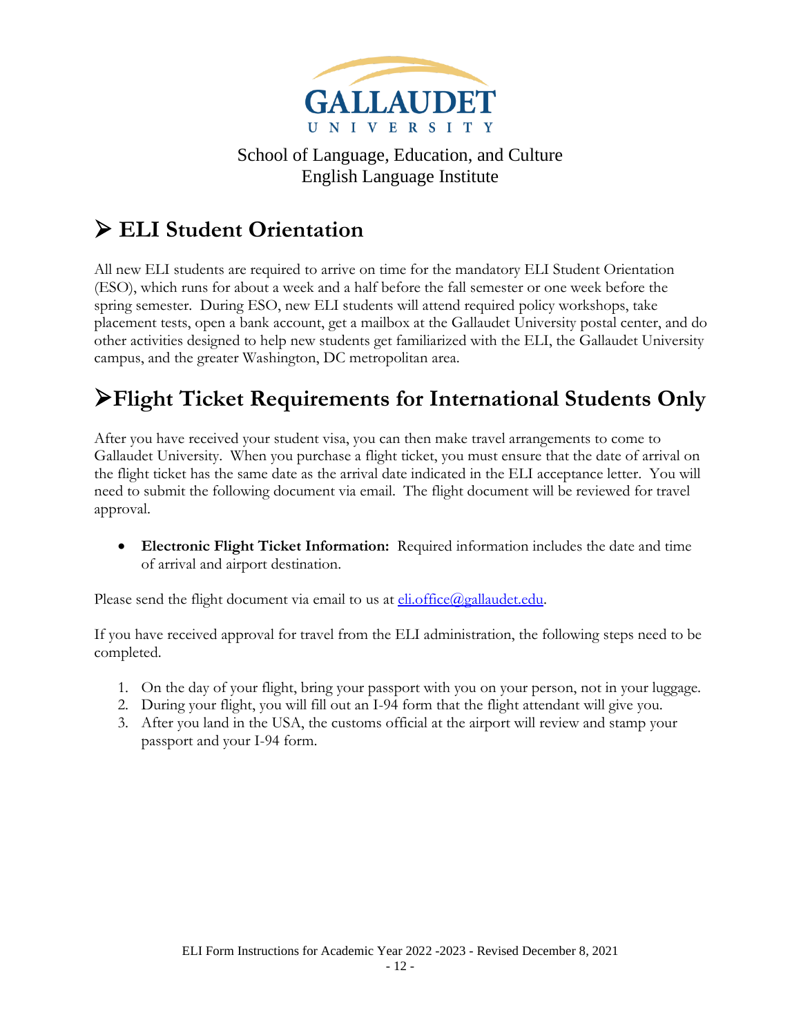GALLAUDET UNIVERSITY

School of Language, Education, and Culture
English Language Institute

## ➢ ELI Student Orientation

All new ELI students are required to arrive on time for the mandatory ELI Student Orientation (ESO), which runs for about a week and a half before the fall semester or one week before the spring semester. During ESO, new ELI students will attend required policy workshops, take placement tests, open a bank account, get a mailbox at the Gallaudet University postal center, and do other activities designed to help new students get familiarized with the ELI, the Gallaudet University campus, and the greater Washington, DC metropolitan area.

## ➢Flight Ticket Requirements for International Students Only

After you have received your student visa, you can then make travel arrangements to come to Gallaudet University. When you purchase a flight ticket, you must ensure that the date of arrival on the flight ticket has the same date as the arrival date indicated in the ELI acceptance letter. You will need to submit the following document via email. The flight document will be reviewed for travel approval.

- **Electronic Flight Ticket Information:** Required information includes the date and time of arrival and airport destination.

Please send the flight document via email to us at eli.office@gallaudet.edu.

If you have received approval for travel from the ELI administration, the following steps need to be completed.

1. On the day of your flight, bring your passport with you on your person, not in your luggage.
2. During your flight, you will fill out an I-94 form that the flight attendant will give you.
3. After you land in the USA, the customs official at the airport will review and stamp your passport and your I-94 form.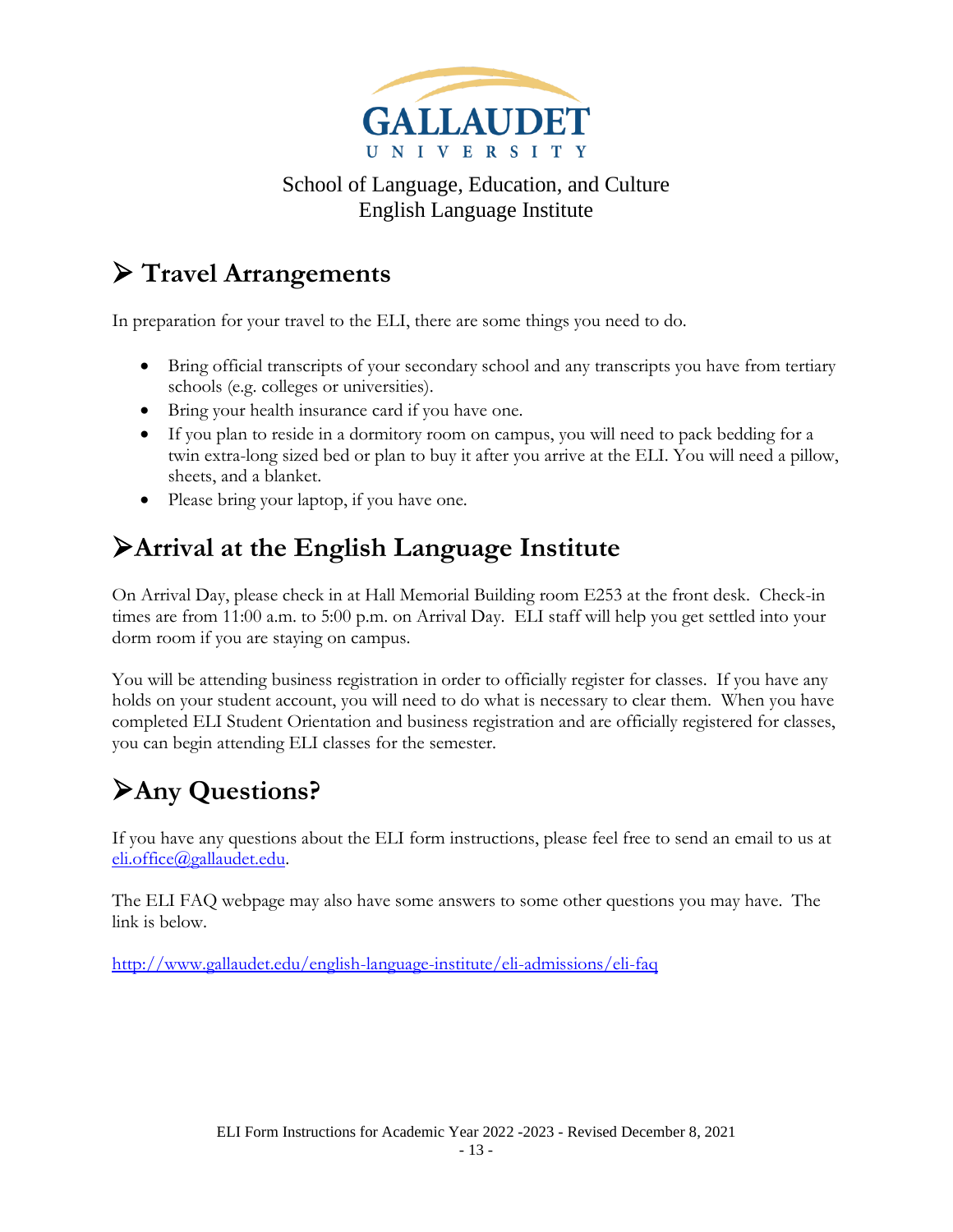GALLAUDET UNIVERSITY

School of Language, Education, and Culture
English Language Institute

## ➢ Travel Arrangements

In preparation for your travel to the ELI, there are some things you need to do.

- Bring official transcripts of your secondary school and any transcripts you have from tertiary schools (e.g. colleges or universities).
- Bring your health insurance card if you have one.
- If you plan to reside in a dormitory room on campus, you will need to pack bedding for a twin extra-long sized bed or plan to buy it after you arrive at the ELI. You will need a pillow, sheets, and a blanket.
- Please bring your laptop, if you have one.

## ➢Arrival at the English Language Institute

On Arrival Day, please check in at Hall Memorial Building room E253 at the front desk. Check-in times are from 11:00 a.m. to 5:00 p.m. on Arrival Day. ELI staff will help you get settled into your dorm room if you are staying on campus.

You will be attending business registration in order to officially register for classes. If you have any holds on your student account, you will need to do what is necessary to clear them. When you have completed ELI Student Orientation and business registration and are officially registered for classes, you can begin attending ELI classes for the semester.

## ➢Any Questions?

If you have any questions about the ELI form instructions, please feel free to send an email to us at eli.office@gallaudet.edu.

The ELI FAQ webpage may also have some answers to some other questions you may have. The link is below.

http://www.gallaudet.edu/english-language-institute/eli-admissions/eli-faq